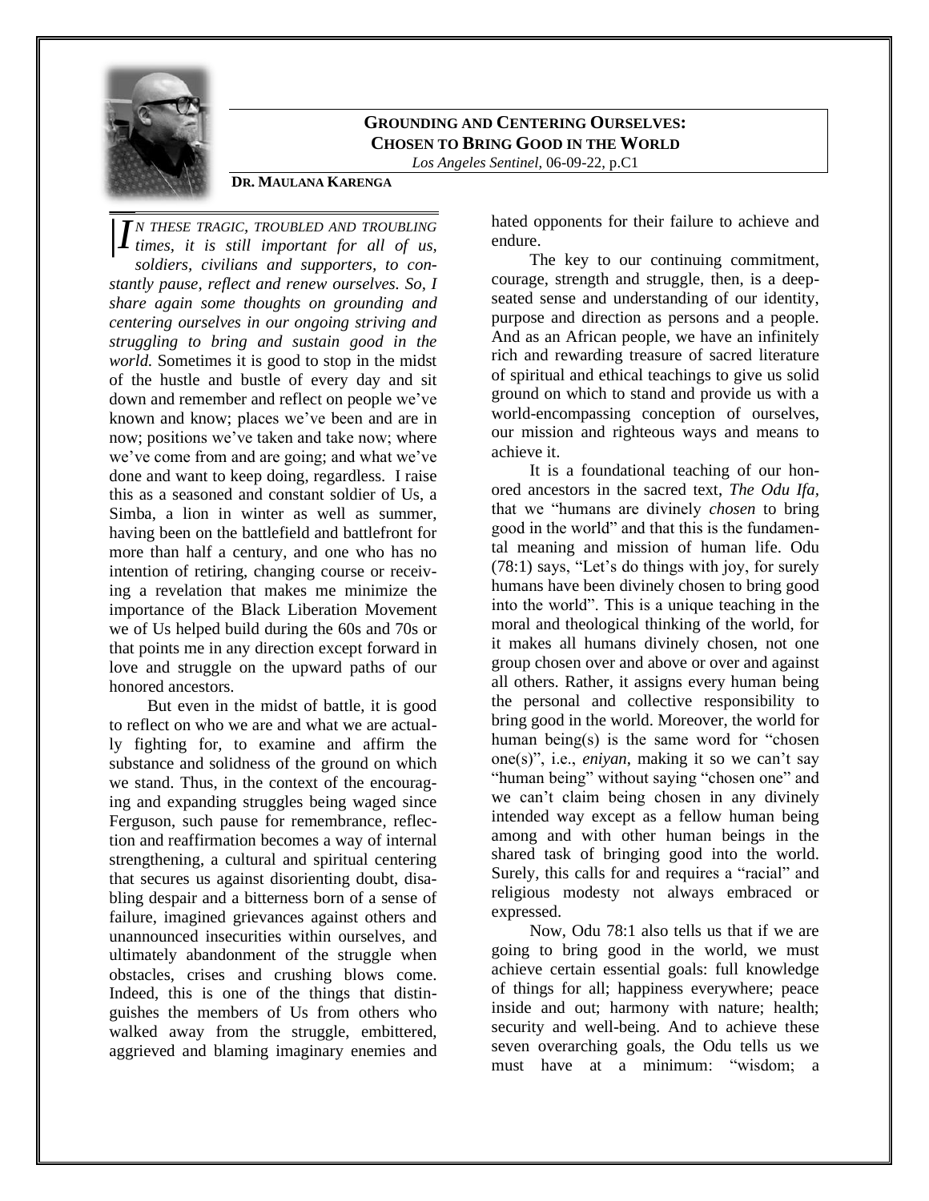## GROUNDING AND CENTERING OURSELVES: CHOSEN TO BRING GOOD IN THE WORLD

*Los Angeles Sentinel*, 06-09-22, p.C1

**DR. MAULANA KARENGA**

*IN THESE TRAGIC, TROUBLED AND TROUBLING times, it is still important for all of us, soldiers, civilians and supporters, to constantly pause, reflect and renew ourselves. So, I share again some thoughts on grounding and centering ourselves in our ongoing striving and struggling to bring and sustain good in the world.* Sometimes it is good to stop in the midst of the hustle and bustle of every day and sit down and remember and reflect on people we've known and know; places we've been and are in now; positions we've taken and take now; where we've come from and are going; and what we've done and want to keep doing, regardless. I raise this as a seasoned and constant soldier of Us, a Simba, a lion in winter as well as summer, having been on the battlefield and battlefront for more than half a century, and one who has no intention of retiring, changing course or receiving a revelation that makes me minimize the importance of the Black Liberation Movement we of Us helped build during the 60s and 70s or that points me in any direction except forward in love and struggle on the upward paths of our honored ancestors.

But even in the midst of battle, it is good to reflect on who we are and what we are actually fighting for, to examine and affirm the substance and solidness of the ground on which we stand. Thus, in the context of the encouraging and expanding struggles being waged since Ferguson, such pause for remembrance, reflection and reaffirmation becomes a way of internal strengthening, a cultural and spiritual centering that secures us against disorienting doubt, disabling despair and a bitterness born of a sense of failure, imagined grievances against others and unannounced insecurities within ourselves, and ultimately abandonment of the struggle when obstacles, crises and crushing blows come. Indeed, this is one of the things that distinguishes the members of Us from others who walked away from the struggle, embittered, aggrieved and blaming imaginary enemies and hated opponents for their failure to achieve and endure.

The key to our continuing commitment, courage, strength and struggle, then, is a deep-seated sense and understanding of our identity, purpose and direction as persons and a people. And as an African people, we have an infinitely rich and rewarding treasure of sacred literature of spiritual and ethical teachings to give us solid ground on which to stand and provide us with a world-encompassing conception of ourselves, our mission and righteous ways and means to achieve it.

It is a foundational teaching of our honored ancestors in the sacred text, *The Odu Ifa*, that we "humans are divinely *chosen* to bring good in the world" and that this is the fundamental meaning and mission of human life. Odu (78:1) says, "Let's do things with joy, for surely humans have been divinely chosen to bring good into the world". This is a unique teaching in the moral and theological thinking of the world, for it makes all humans divinely chosen, not one group chosen over and above or over and against all others. Rather, it assigns every human being the personal and collective responsibility to bring good in the world. Moreover, the world for human being(s) is the same word for "chosen one(s)", i.e., *eniyan*, making it so we can't say "human being" without saying "chosen one" and we can't claim being chosen in any divinely intended way except as a fellow human being among and with other human beings in the shared task of bringing good into the world. Surely, this calls for and requires a "racial" and religious modesty not always embraced or expressed.

Now, Odu 78:1 also tells us that if we are going to bring good in the world, we must achieve certain essential goals: full knowledge of things for all; happiness everywhere; peace inside and out; harmony with nature; health; security and well-being. And to achieve these seven overarching goals, the Odu tells us we must have at a minimum: "wisdom; a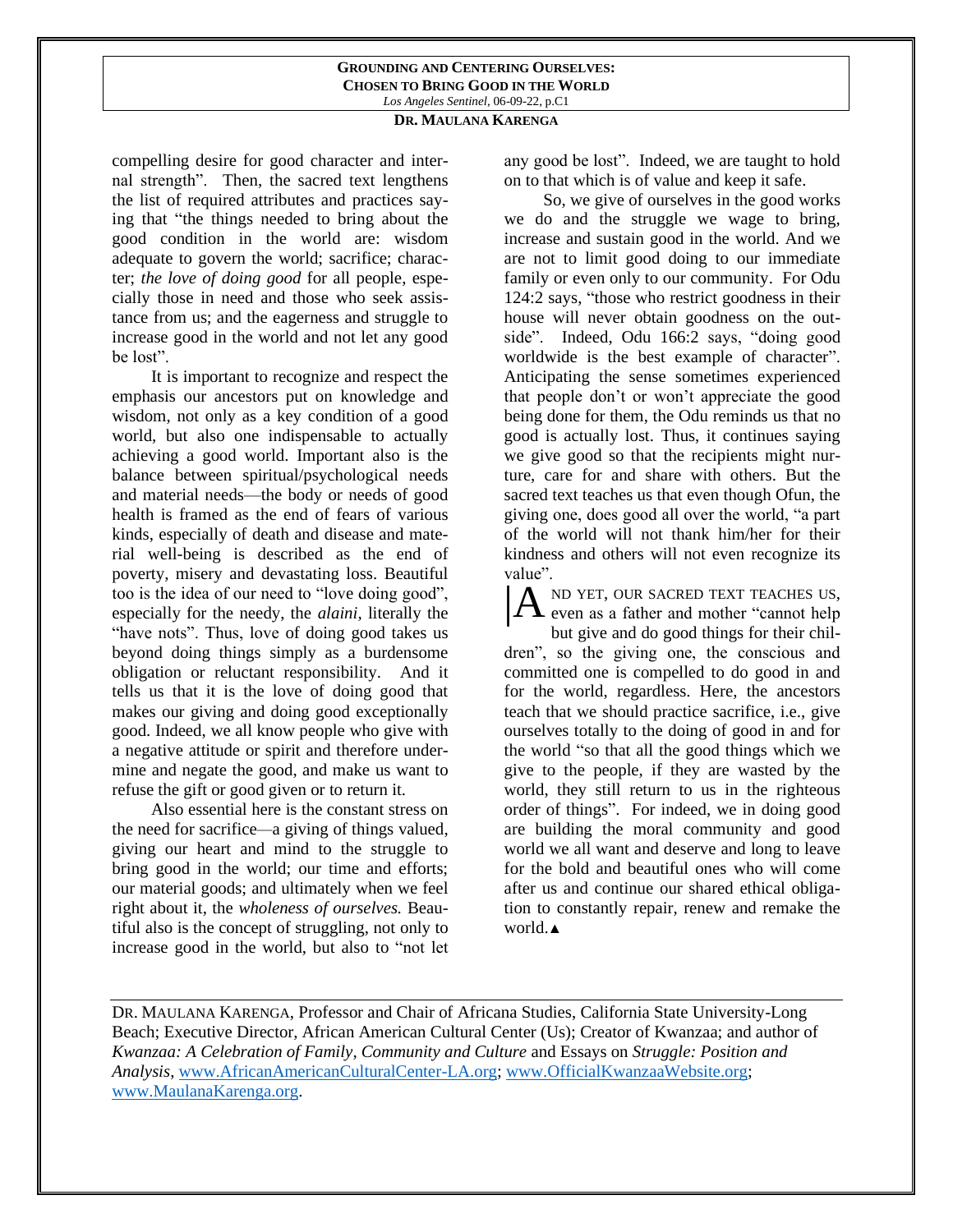compelling desire for good character and internal strength". Then, the sacred text lengthens the list of required attributes and practices saying that "the things needed to bring about the good condition in the world are: wisdom adequate to govern the world; sacrifice; character; *the love of doing good* for all people, especially those in need and those who seek assistance from us; and the eagerness and struggle to increase good in the world and not let any good be lost".

It is important to recognize and respect the emphasis our ancestors put on knowledge and wisdom, not only as a key condition of a good world, but also one indispensable to actually achieving a good world. Important also is the balance between spiritual/psychological needs and material needs—the body or needs of good health is framed as the end of fears of various kinds, especially of death and disease and material well-being is described as the end of poverty, misery and devastating loss. Beautiful too is the idea of our need to "love doing good", especially for the needy, the *alaini*, literally the "have nots". Thus, love of doing good takes us beyond doing things simply as a burdensome obligation or reluctant responsibility. And it tells us that it is the love of doing good that makes our giving and doing good exceptionally good. Indeed, we all know people who give with a negative attitude or spirit and therefore undermine and negate the good, and make us want to refuse the gift or good given or to return it.

Also essential here is the constant stress on the need for sacrifice—a giving of things valued, giving our heart and mind to the struggle to bring good in the world; our time and efforts; our material goods; and ultimately when we feel right about it, the *wholeness of ourselves.* Beautiful also is the concept of struggling, not only to increase good in the world, but also to "not let any good be lost". Indeed, we are taught to hold on to that which is of value and keep it safe.

So, we give of ourselves in the good works we do and the struggle we wage to bring, increase and sustain good in the world. And we are not to limit good doing to our immediate family or even only to our community. For Odu 124:2 says, "those who restrict goodness in their house will never obtain goodness on the outside". Indeed, Odu 166:2 says, "doing good worldwide is the best example of character". Anticipating the sense sometimes experienced that people don't or won't appreciate the good being done for them, the Odu reminds us that no good is actually lost. Thus, it continues saying we give good so that the recipients might nurture, care for and share with others. But the sacred text teaches us that even though Ofun, the giving one, does good all over the world, "a part of the world will not thank him/her for their kindness and others will not even recognize its value".

AND YET, OUR SACRED TEXT TEACHES US, even as a father and mother "cannot help but give and do good things for their children", so the giving one, the conscious and committed one is compelled to do good in and for the world, regardless. Here, the ancestors teach that we should practice sacrifice, i.e., give ourselves totally to the doing of good in and for the world "so that all the good things which we give to the people, if they are wasted by the world, they still return to us in the righteous order of things". For indeed, we in doing good are building the moral community and good world we all want and deserve and long to leave for the bold and beautiful ones who will come after us and continue our shared ethical obligation to constantly repair, renew and remake the world.▲

---

DR. MAULANA KARENGA, Professor and Chair of Africana Studies, California State University-Long Beach; Executive Director, African American Cultural Center (Us); Creator of Kwanzaa; and author of *Kwanzaa: A Celebration of Family, Community and Culture* and Essays on *Struggle: Position and Analysis*, www.AfricanAmericanCulturalCenter-LA.org; www.OfficialKwanzaaWebsite.org; www.MaulanaKarenga.org.